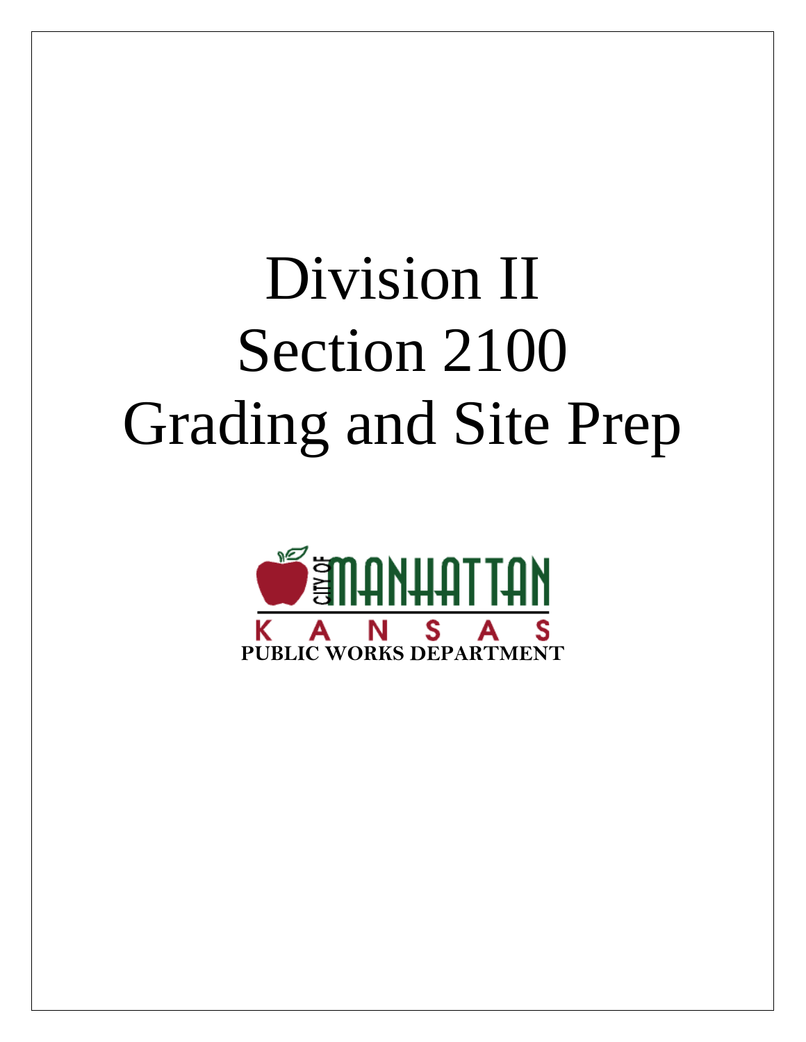# Division II
# Section 2100
# Grading and Site Prep

CITY OF MANHATTAN
KANSAS
**PUBLIC WORKS DEPARTMENT**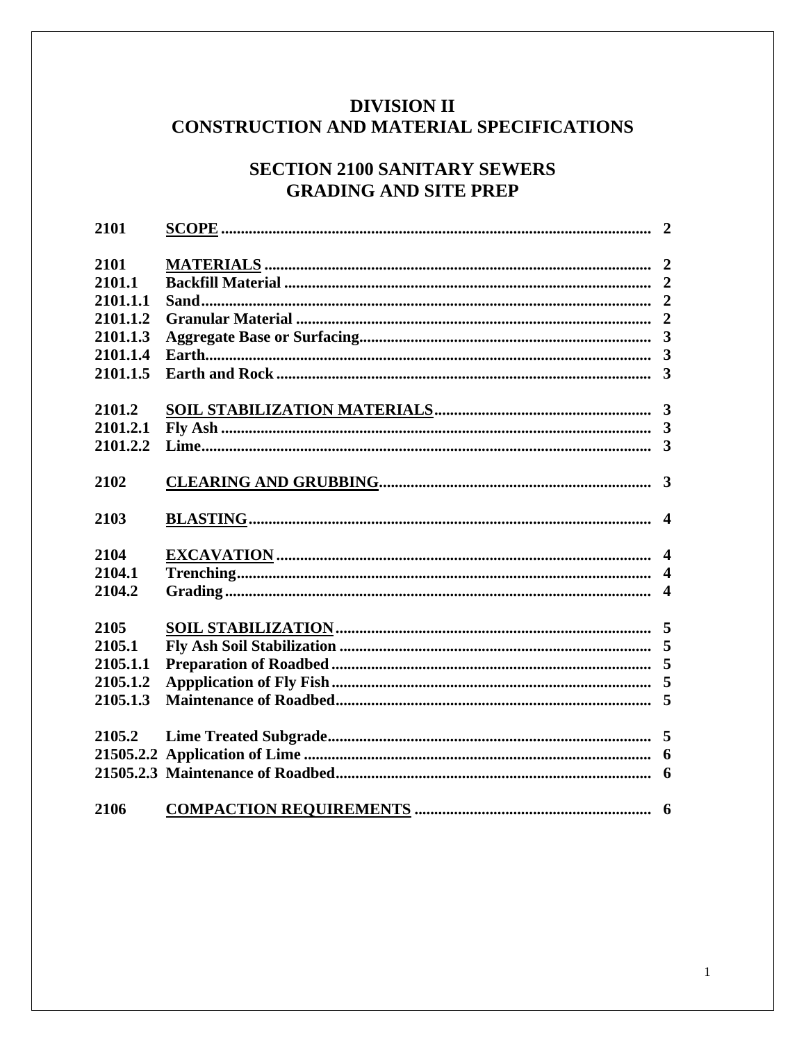# DIVISION II
# CONSTRUCTION AND MATERIAL SPECIFICATIONS

## SECTION 2100 SANITARY SEWERS
## GRADING AND SITE PREP

| | | |
|---|---|---|
| **2101** | **SCOPE** | **2** |
| | | |
| **2101** | **MATERIALS** | **2** |
| **2101.1** | **Backfill Material** | **2** |
| **2101.1.1** | **Sand** | **2** |
| **2101.1.2** | **Granular Material** | **2** |
| **2101.1.3** | **Aggregate Base or Surfacing** | **3** |
| **2101.1.4** | **Earth** | **3** |
| **2101.1.5** | **Earth and Rock** | **3** |
| | | |
| **2101.2** | **SOIL STABILIZATION MATERIALS** | **3** |
| **2101.2.1** | **Fly Ash** | **3** |
| **2101.2.2** | **Lime** | **3** |
| | | |
| **2102** | **CLEARING AND GRUBBING** | **3** |
| | | |
| **2103** | **BLASTING** | **4** |
| | | |
| **2104** | **EXCAVATION** | **4** |
| **2104.1** | **Trenching** | **4** |
| **2104.2** | **Grading** | **4** |
| | | |
| **2105** | **SOIL STABILIZATION** | **5** |
| **2105.1** | **Fly Ash Soil Stabilization** | **5** |
| **2105.1.1** | **Preparation of Roadbed** | **5** |
| **2105.1.2** | **Appplication of Fly Fish** | **5** |
| **2105.1.3** | **Maintenance of Roadbed** | **5** |
| | | |
| **2105.2** | **Lime Treated Subgrade** | **5** |
| **21505.2.2** | **Application of Lime** | **6** |
| **21505.2.3** | **Maintenance of Roadbed** | **6** |
| | | |
| **2106** | **COMPACTION REQUIREMENTS** | **6** |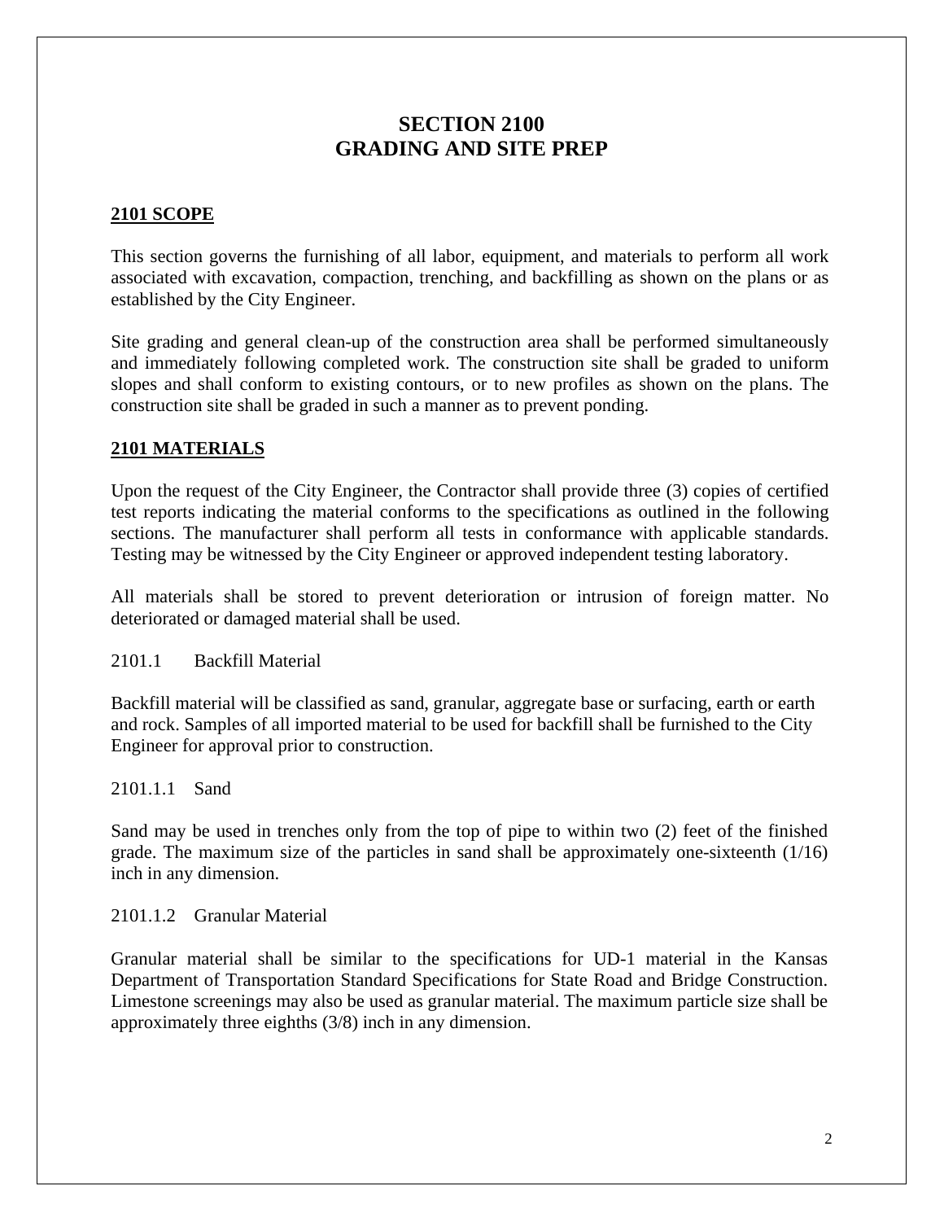# SECTION 2100
# GRADING AND SITE PREP

## 2101 SCOPE

This section governs the furnishing of all labor, equipment, and materials to perform all work associated with excavation, compaction, trenching, and backfilling as shown on the plans or as established by the City Engineer.

Site grading and general clean-up of the construction area shall be performed simultaneously and immediately following completed work. The construction site shall be graded to uniform slopes and shall conform to existing contours, or to new profiles as shown on the plans. The construction site shall be graded in such a manner as to prevent ponding.

## 2101 MATERIALS

Upon the request of the City Engineer, the Contractor shall provide three (3) copies of certified test reports indicating the material conforms to the specifications as outlined in the following sections. The manufacturer shall perform all tests in conformance with applicable standards. Testing may be witnessed by the City Engineer or approved independent testing laboratory.

All materials shall be stored to prevent deterioration or intrusion of foreign matter. No deteriorated or damaged material shall be used.

### 2101.1 Backfill Material

Backfill material will be classified as sand, granular, aggregate base or surfacing, earth or earth and rock. Samples of all imported material to be used for backfill shall be furnished to the City Engineer for approval prior to construction.

#### 2101.1.1 Sand

Sand may be used in trenches only from the top of pipe to within two (2) feet of the finished grade. The maximum size of the particles in sand shall be approximately one-sixteenth (1/16) inch in any dimension.

#### 2101.1.2 Granular Material

Granular material shall be similar to the specifications for UD-1 material in the Kansas Department of Transportation Standard Specifications for State Road and Bridge Construction. Limestone screenings may also be used as granular material. The maximum particle size shall be approximately three eighths (3/8) inch in any dimension.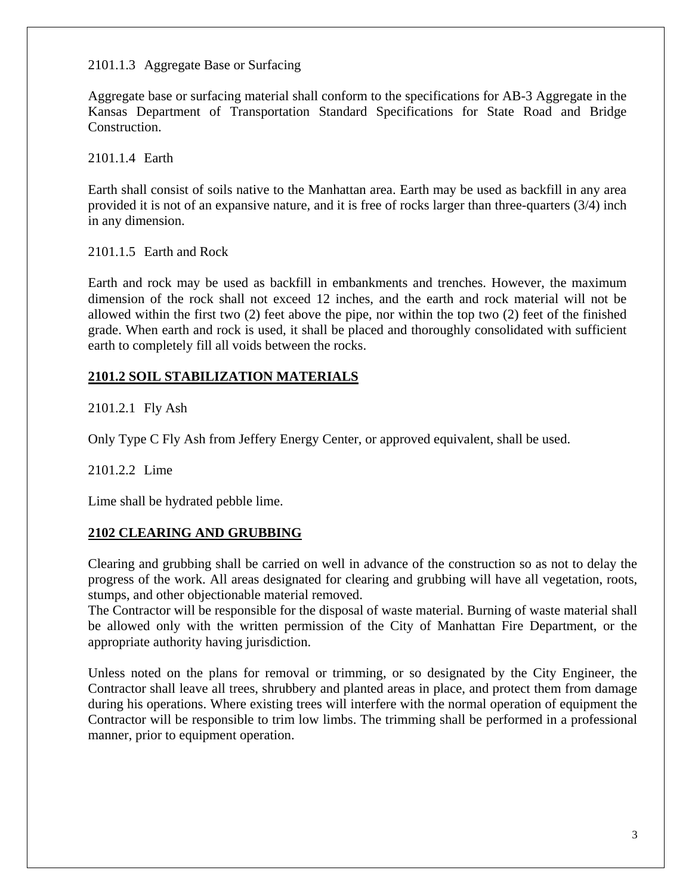2101.1.3 Aggregate Base or Surfacing

Aggregate base or surfacing material shall conform to the specifications for AB-3 Aggregate in the Kansas Department of Transportation Standard Specifications for State Road and Bridge Construction.

2101.1.4 Earth

Earth shall consist of soils native to the Manhattan area. Earth may be used as backfill in any area provided it is not of an expansive nature, and it is free of rocks larger than three-quarters (3/4) inch in any dimension.

2101.1.5 Earth and Rock

Earth and rock may be used as backfill in embankments and trenches. However, the maximum dimension of the rock shall not exceed 12 inches, and the earth and rock material will not be allowed within the first two (2) feet above the pipe, nor within the top two (2) feet of the finished grade. When earth and rock is used, it shall be placed and thoroughly consolidated with sufficient earth to completely fill all voids between the rocks.

## 2101.2 SOIL STABILIZATION MATERIALS

2101.2.1 Fly Ash

Only Type C Fly Ash from Jeffery Energy Center, or approved equivalent, shall be used.

2101.2.2 Lime

Lime shall be hydrated pebble lime.

## 2102 CLEARING AND GRUBBING

Clearing and grubbing shall be carried on well in advance of the construction so as not to delay the progress of the work. All areas designated for clearing and grubbing will have all vegetation, roots, stumps, and other objectionable material removed.
The Contractor will be responsible for the disposal of waste material. Burning of waste material shall be allowed only with the written permission of the City of Manhattan Fire Department, or the appropriate authority having jurisdiction.

Unless noted on the plans for removal or trimming, or so designated by the City Engineer, the Contractor shall leave all trees, shrubbery and planted areas in place, and protect them from damage during his operations. Where existing trees will interfere with the normal operation of equipment the Contractor will be responsible to trim low limbs. The trimming shall be performed in a professional manner, prior to equipment operation.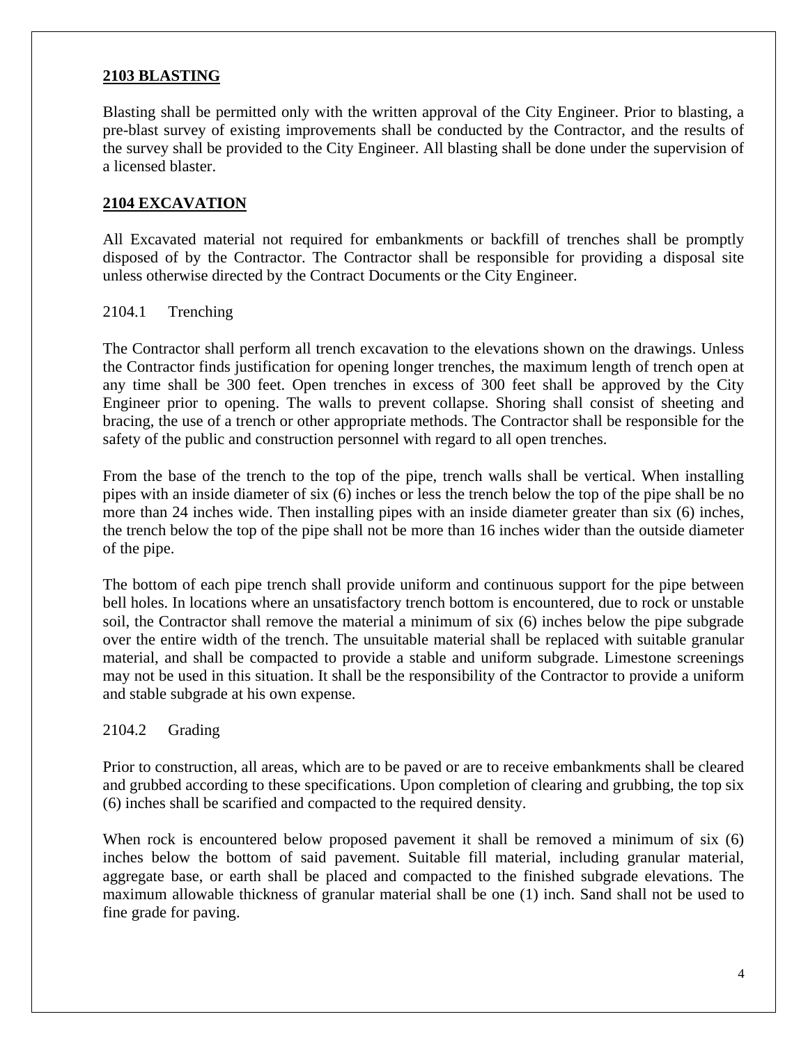## 2103 BLASTING

Blasting shall be permitted only with the written approval of the City Engineer. Prior to blasting, a pre-blast survey of existing improvements shall be conducted by the Contractor, and the results of the survey shall be provided to the City Engineer. All blasting shall be done under the supervision of a licensed blaster.

## 2104 EXCAVATION

All Excavated material not required for embankments or backfill of trenches shall be promptly disposed of by the Contractor. The Contractor shall be responsible for providing a disposal site unless otherwise directed by the Contract Documents or the City Engineer.

### 2104.1 Trenching

The Contractor shall perform all trench excavation to the elevations shown on the drawings. Unless the Contractor finds justification for opening longer trenches, the maximum length of trench open at any time shall be 300 feet. Open trenches in excess of 300 feet shall be approved by the City Engineer prior to opening. The walls to prevent collapse. Shoring shall consist of sheeting and bracing, the use of a trench or other appropriate methods. The Contractor shall be responsible for the safety of the public and construction personnel with regard to all open trenches.

From the base of the trench to the top of the pipe, trench walls shall be vertical. When installing pipes with an inside diameter of six (6) inches or less the trench below the top of the pipe shall be no more than 24 inches wide. Then installing pipes with an inside diameter greater than six (6) inches, the trench below the top of the pipe shall not be more than 16 inches wider than the outside diameter of the pipe.

The bottom of each pipe trench shall provide uniform and continuous support for the pipe between bell holes. In locations where an unsatisfactory trench bottom is encountered, due to rock or unstable soil, the Contractor shall remove the material a minimum of six (6) inches below the pipe subgrade over the entire width of the trench. The unsuitable material shall be replaced with suitable granular material, and shall be compacted to provide a stable and uniform subgrade. Limestone screenings may not be used in this situation. It shall be the responsibility of the Contractor to provide a uniform and stable subgrade at his own expense.

### 2104.2 Grading

Prior to construction, all areas, which are to be paved or are to receive embankments shall be cleared and grubbed according to these specifications. Upon completion of clearing and grubbing, the top six (6) inches shall be scarified and compacted to the required density.

When rock is encountered below proposed pavement it shall be removed a minimum of six (6) inches below the bottom of said pavement. Suitable fill material, including granular material, aggregate base, or earth shall be placed and compacted to the finished subgrade elevations. The maximum allowable thickness of granular material shall be one (1) inch. Sand shall not be used to fine grade for paving.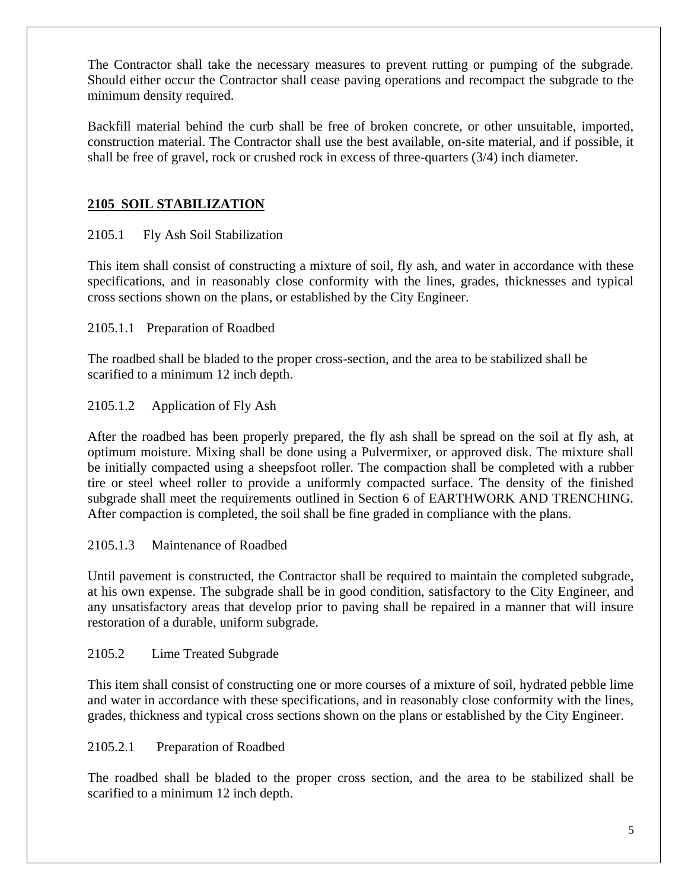The Contractor shall take the necessary measures to prevent rutting or pumping of the subgrade. Should either occur the Contractor shall cease paving operations and recompact the subgrade to the minimum density required.

Backfill material behind the curb shall be free of broken concrete, or other unsuitable, imported, construction material. The Contractor shall use the best available, on-site material, and if possible, it shall be free of gravel, rock or crushed rock in excess of three-quarters (3/4) inch diameter.

## 2105 SOIL STABILIZATION

2105.1 Fly Ash Soil Stabilization

This item shall consist of constructing a mixture of soil, fly ash, and water in accordance with these specifications, and in reasonably close conformity with the lines, grades, thicknesses and typical cross sections shown on the plans, or established by the City Engineer.

2105.1.1 Preparation of Roadbed

The roadbed shall be bladed to the proper cross-section, and the area to be stabilized shall be scarified to a minimum 12 inch depth.

2105.1.2 Application of Fly Ash

After the roadbed has been properly prepared, the fly ash shall be spread on the soil at fly ash, at optimum moisture. Mixing shall be done using a Pulvermixer, or approved disk. The mixture shall be initially compacted using a sheepsfoot roller. The compaction shall be completed with a rubber tire or steel wheel roller to provide a uniformly compacted surface. The density of the finished subgrade shall meet the requirements outlined in Section 6 of EARTHWORK AND TRENCHING. After compaction is completed, the soil shall be fine graded in compliance with the plans.

2105.1.3 Maintenance of Roadbed

Until pavement is constructed, the Contractor shall be required to maintain the completed subgrade, at his own expense. The subgrade shall be in good condition, satisfactory to the City Engineer, and any unsatisfactory areas that develop prior to paving shall be repaired in a manner that will insure restoration of a durable, uniform subgrade.

2105.2 Lime Treated Subgrade

This item shall consist of constructing one or more courses of a mixture of soil, hydrated pebble lime and water in accordance with these specifications, and in reasonably close conformity with the lines, grades, thickness and typical cross sections shown on the plans or established by the City Engineer.

2105.2.1 Preparation of Roadbed

The roadbed shall be bladed to the proper cross section, and the area to be stabilized shall be scarified to a minimum 12 inch depth.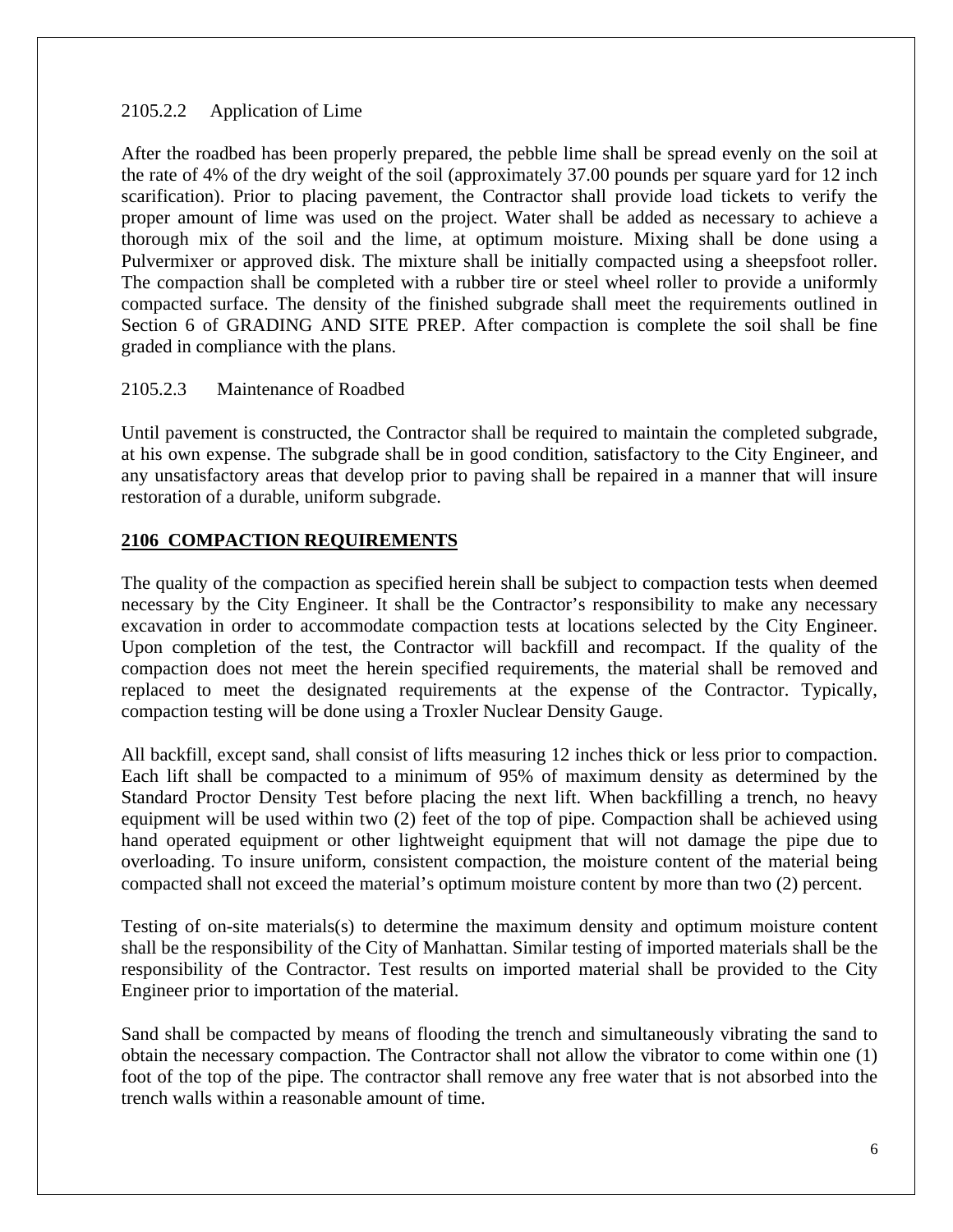2105.2.2 Application of Lime

After the roadbed has been properly prepared, the pebble lime shall be spread evenly on the soil at the rate of 4% of the dry weight of the soil (approximately 37.00 pounds per square yard for 12 inch scarification). Prior to placing pavement, the Contractor shall provide load tickets to verify the proper amount of lime was used on the project. Water shall be added as necessary to achieve a thorough mix of the soil and the lime, at optimum moisture. Mixing shall be done using a Pulvermixer or approved disk. The mixture shall be initially compacted using a sheepsfoot roller. The compaction shall be completed with a rubber tire or steel wheel roller to provide a uniformly compacted surface. The density of the finished subgrade shall meet the requirements outlined in Section 6 of GRADING AND SITE PREP. After compaction is complete the soil shall be fine graded in compliance with the plans.

2105.2.3 Maintenance of Roadbed

Until pavement is constructed, the Contractor shall be required to maintain the completed subgrade, at his own expense. The subgrade shall be in good condition, satisfactory to the City Engineer, and any unsatisfactory areas that develop prior to paving shall be repaired in a manner that will insure restoration of a durable, uniform subgrade.

## 2106 COMPACTION REQUIREMENTS

The quality of the compaction as specified herein shall be subject to compaction tests when deemed necessary by the City Engineer. It shall be the Contractor's responsibility to make any necessary excavation in order to accommodate compaction tests at locations selected by the City Engineer. Upon completion of the test, the Contractor will backfill and recompact. If the quality of the compaction does not meet the herein specified requirements, the material shall be removed and replaced to meet the designated requirements at the expense of the Contractor. Typically, compaction testing will be done using a Troxler Nuclear Density Gauge.

All backfill, except sand, shall consist of lifts measuring 12 inches thick or less prior to compaction. Each lift shall be compacted to a minimum of 95% of maximum density as determined by the Standard Proctor Density Test before placing the next lift. When backfilling a trench, no heavy equipment will be used within two (2) feet of the top of pipe. Compaction shall be achieved using hand operated equipment or other lightweight equipment that will not damage the pipe due to overloading. To insure uniform, consistent compaction, the moisture content of the material being compacted shall not exceed the material's optimum moisture content by more than two (2) percent.

Testing of on-site materials(s) to determine the maximum density and optimum moisture content shall be the responsibility of the City of Manhattan. Similar testing of imported materials shall be the responsibility of the Contractor. Test results on imported material shall be provided to the City Engineer prior to importation of the material.

Sand shall be compacted by means of flooding the trench and simultaneously vibrating the sand to obtain the necessary compaction. The Contractor shall not allow the vibrator to come within one (1) foot of the top of the pipe. The contractor shall remove any free water that is not absorbed into the trench walls within a reasonable amount of time.